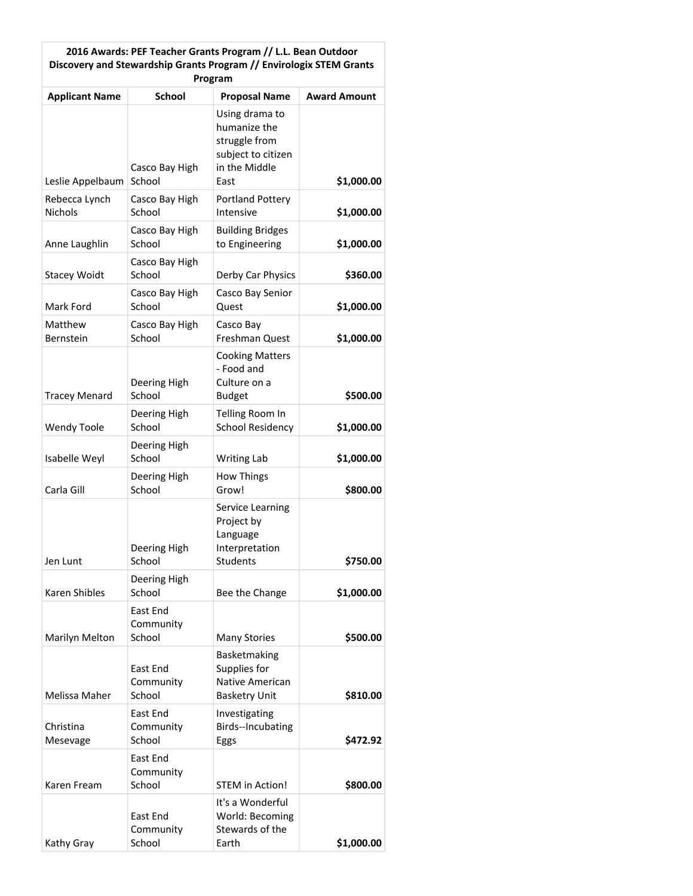| 2016 Awards: PEF Teacher Grants Program // L.L. Bean Outdoor Discovery and Stewardship Grants Program // Envirologix STEM Grants Program | | | |
|---|---|---|---|
| **Applicant Name** | **School** | **Proposal Name** | **Award Amount** |
| Leslie Appelbaum | Casco Bay High School | Using drama to humanize the struggle from subject to citizen in the Middle East | **$1,000.00** |
| Rebecca Lynch Nichols | Casco Bay High School | Portland Pottery Intensive | **$1,000.00** |
| Anne Laughlin | Casco Bay High School | Building Bridges to Engineering | **$1,000.00** |
| Stacey Woidt | Casco Bay High School | Derby Car Physics | **$360.00** |
| Mark Ford | Casco Bay High School | Casco Bay Senior Quest | **$1,000.00** |
| Matthew Bernstein | Casco Bay High School | Casco Bay Freshman Quest | **$1,000.00** |
| Tracey Menard | Deering High School | Cooking Matters - Food and Culture on a Budget | **$500.00** |
| Wendy Toole | Deering High School | Telling Room In School Residency | **$1,000.00** |
| Isabelle Weyl | Deering High School | Writing Lab | **$1,000.00** |
| Carla Gill | Deering High School | How Things Grow! | **$800.00** |
| Jen Lunt | Deering High School | Service Learning Project by Language Interpretation Students | **$750.00** |
| Karen Shibles | Deering High School | Bee the Change | **$1,000.00** |
| Marilyn Melton | East End Community School | Many Stories | **$500.00** |
| Melissa Maher | East End Community School | Basketmaking Supplies for Native American Basketry Unit | **$810.00** |
| Christina Mesevage | East End Community School | Investigating Birds--Incubating Eggs | **$472.92** |
| Karen Fream | East End Community School | STEM in Action! | **$800.00** |
| Kathy Gray | East End Community School | It's a Wonderful World: Becoming Stewards of the Earth | **$1,000.00** |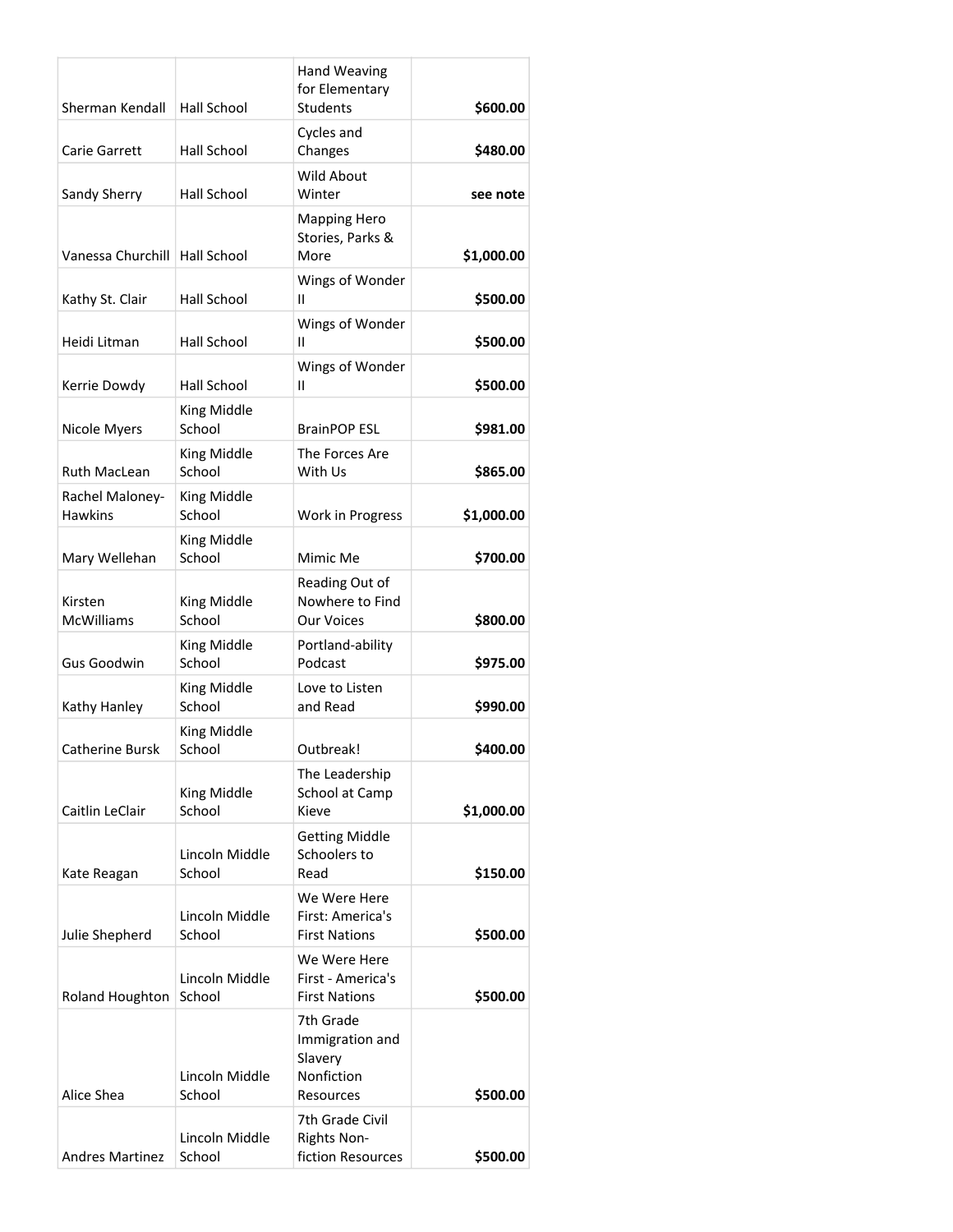| | | | |
|---|---|---|---|
| Sherman Kendall | Hall School | Hand Weaving for Elementary Students | **$600.00** |
| Carie Garrett | Hall School | Cycles and Changes | **$480.00** |
| Sandy Sherry | Hall School | Wild About Winter | **see note** |
| Vanessa Churchill | Hall School | Mapping Hero Stories, Parks & More | **$1,000.00** |
| Kathy St. Clair | Hall School | Wings of Wonder II | **$500.00** |
| Heidi Litman | Hall School | Wings of Wonder II | **$500.00** |
| Kerrie Dowdy | Hall School | Wings of Wonder II | **$500.00** |
| Nicole Myers | King Middle School | BrainPOP ESL | **$981.00** |
| Ruth MacLean | King Middle School | The Forces Are With Us | **$865.00** |
| Rachel Maloney-Hawkins | King Middle School | Work in Progress | **$1,000.00** |
| Mary Wellehan | King Middle School | Mimic Me | **$700.00** |
| Kirsten McWilliams | King Middle School | Reading Out of Nowhere to Find Our Voices | **$800.00** |
| Gus Goodwin | King Middle School | Portland-ability Podcast | **$975.00** |
| Kathy Hanley | King Middle School | Love to Listen and Read | **$990.00** |
| Catherine Bursk | King Middle School | Outbreak! | **$400.00** |
| Caitlin LeClair | King Middle School | The Leadership School at Camp Kieve | **$1,000.00** |
| Kate Reagan | Lincoln Middle School | Getting Middle Schoolers to Read | **$150.00** |
| Julie Shepherd | Lincoln Middle School | We Were Here First: America's First Nations | **$500.00** |
| Roland Houghton | Lincoln Middle School | We Were Here First - America's First Nations | **$500.00** |
| Alice Shea | Lincoln Middle School | 7th Grade Immigration and Slavery Nonfiction Resources | **$500.00** |
| Andres Martinez | Lincoln Middle School | 7th Grade Civil Rights Non-fiction Resources | **$500.00** |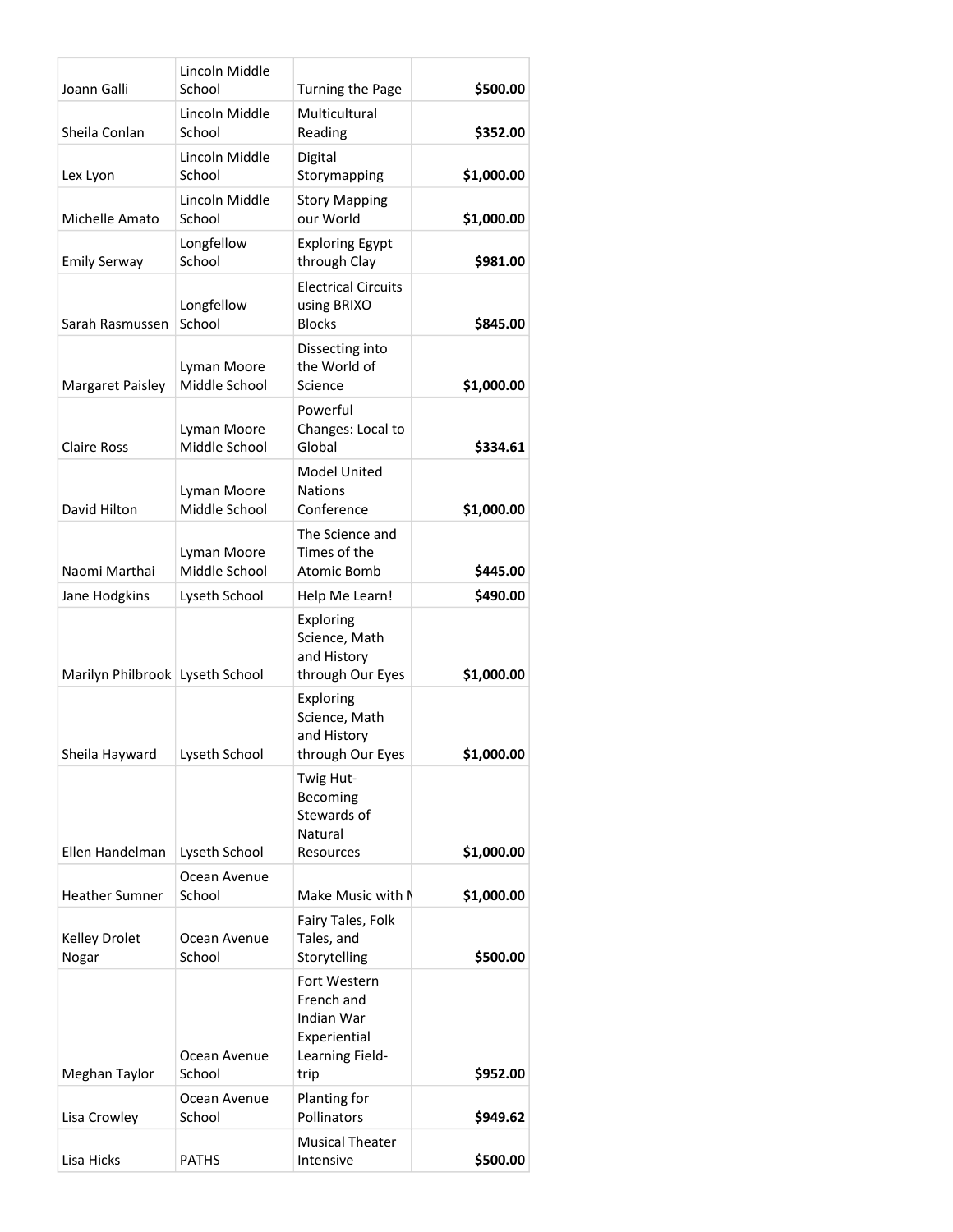| | | | |
|---|---|---|---|
| Joann Galli | Lincoln Middle School | Turning the Page | **$500.00** |
| Sheila Conlan | Lincoln Middle School | Multicultural Reading | **$352.00** |
| Lex Lyon | Lincoln Middle School | Digital Storymapping | **$1,000.00** |
| Michelle Amato | Lincoln Middle School | Story Mapping our World | **$1,000.00** |
| Emily Serway | Longfellow School | Exploring Egypt through Clay | **$981.00** |
| Sarah Rasmussen | Longfellow School | Electrical Circuits using BRIXO Blocks | **$845.00** |
| Margaret Paisley | Lyman Moore Middle School | Dissecting into the World of Science | **$1,000.00** |
| Claire Ross | Lyman Moore Middle School | Powerful Changes: Local to Global | **$334.61** |
| David Hilton | Lyman Moore Middle School | Model United Nations Conference | **$1,000.00** |
| Naomi Marthai | Lyman Moore Middle School | The Science and Times of the Atomic Bomb | **$445.00** |
| Jane Hodgkins | Lyseth School | Help Me Learn! | **$490.00** |
| Marilyn Philbrook | Lyseth School | Exploring Science, Math and History through Our Eyes | **$1,000.00** |
| Sheila Hayward | Lyseth School | Exploring Science, Math and History through Our Eyes | **$1,000.00** |
| Ellen Handelman | Lyseth School | Twig Hut- Becoming Stewards of Natural Resources | **$1,000.00** |
| Heather Sumner | Ocean Avenue School | Make Music with M | **$1,000.00** |
| Kelley Drolet Nogar | Ocean Avenue School | Fairy Tales, Folk Tales, and Storytelling | **$500.00** |
| Meghan Taylor | Ocean Avenue School | Fort Western French and Indian War Experiential Learning Field-trip | **$952.00** |
| Lisa Crowley | Ocean Avenue School | Planting for Pollinators | **$949.62** |
| Lisa Hicks | PATHS | Musical Theater Intensive | **$500.00** |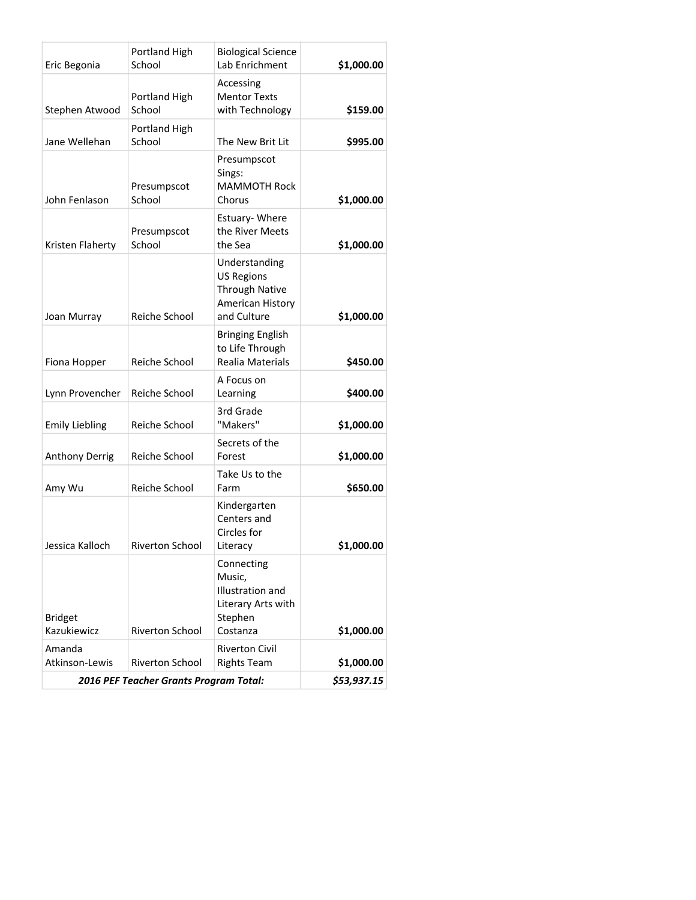| | | | |
|---|---|---|---|
| Eric Begonia | Portland High School | Biological Science Lab Enrichment | **$1,000.00** |
| Stephen Atwood | Portland High School | Accessing Mentor Texts with Technology | **$159.00** |
| Jane Wellehan | Portland High School | The New Brit Lit | **$995.00** |
| John Fenlason | Presumpscot School | Presumpscot Sings: MAMMOTH Rock Chorus | **$1,000.00** |
| Kristen Flaherty | Presumpscot School | Estuary- Where the River Meets the Sea | **$1,000.00** |
| Joan Murray | Reiche School | Understanding US Regions Through Native American History and Culture | **$1,000.00** |
| Fiona Hopper | Reiche School | Bringing English to Life Through Realia Materials | **$450.00** |
| Lynn Provencher | Reiche School | A Focus on Learning | **$400.00** |
| Emily Liebling | Reiche School | 3rd Grade "Makers" | **$1,000.00** |
| Anthony Derrig | Reiche School | Secrets of the Forest | **$1,000.00** |
| Amy Wu | Reiche School | Take Us to the Farm | **$650.00** |
| Jessica Kalloch | Riverton School | Kindergarten Centers and Circles for Literacy | **$1,000.00** |
| Bridget Kazukiewicz | Riverton School | Connecting Music, Illustration and Literary Arts with Stephen Costanza | **$1,000.00** |
| Amanda Atkinson-Lewis | Riverton School | Riverton Civil Rights Team | **$1,000.00** |
| ***2016 PEF Teacher Grants Program Total:*** | | | ***$53,937.15*** |